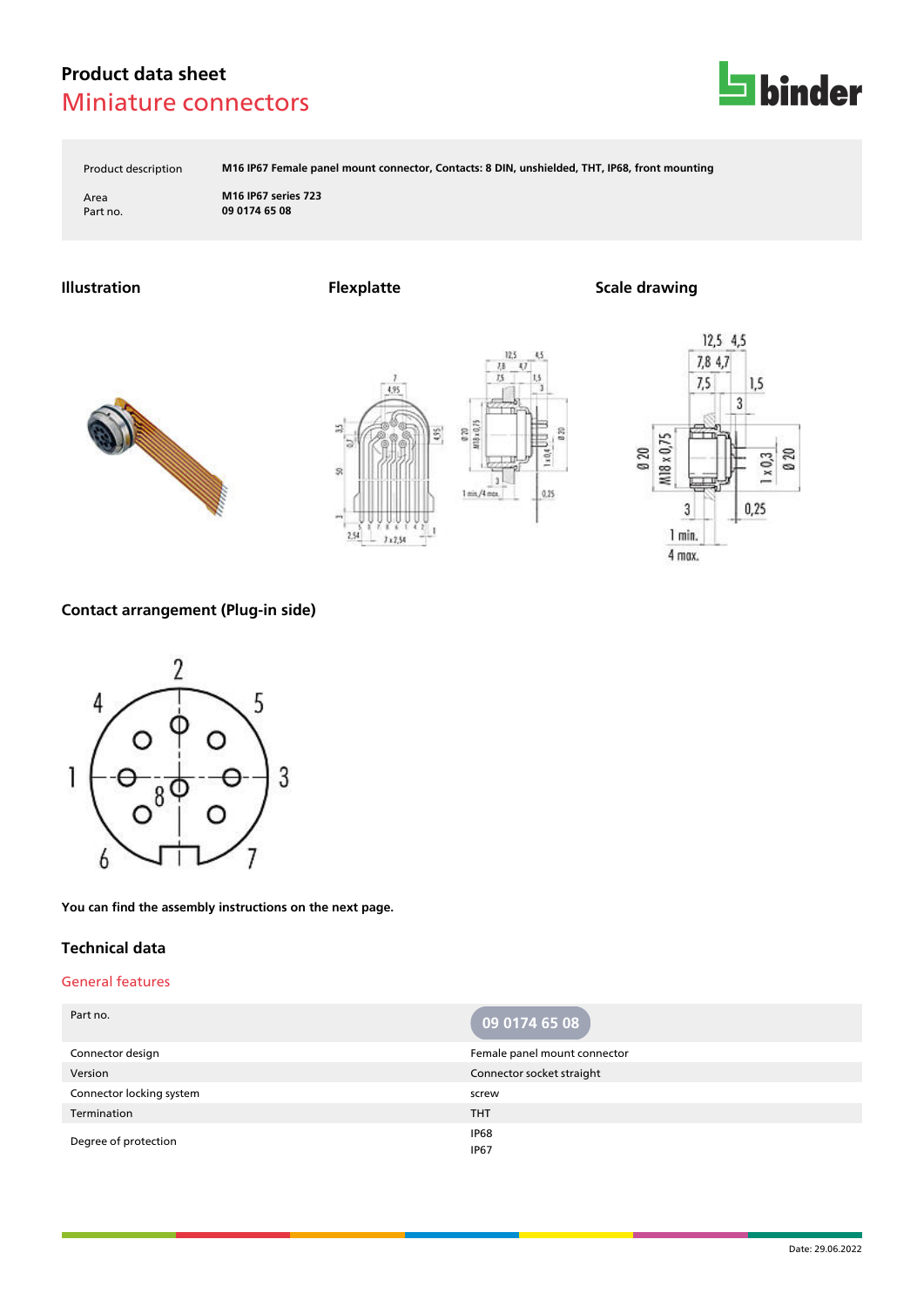# Product data sheet

## Miniature connectors

| | |
|---|---|
| Product description | M16 IP67 Female panel mount connector, Contacts: 8 DIN, unshielded, THT, IP68, front mounting |
| Area | M16 IP67 series 723 |
| Part no. | 09 0174 65 08 |

### Illustration

### Flexplatte

### Scale drawing

### Contact arrangement (Plug-in side)

**You can find the assembly instructions on the next page.**

## Technical data

### General features

| Part no. | 09 0174 65 08 |
|---|---|
| Connector design | Female panel mount connector |
| Version | Connector socket straight |
| Connector locking system | screw |
| Termination | THT |
| Degree of protection | IP68<br>IP67 |

Date: 29.06.2022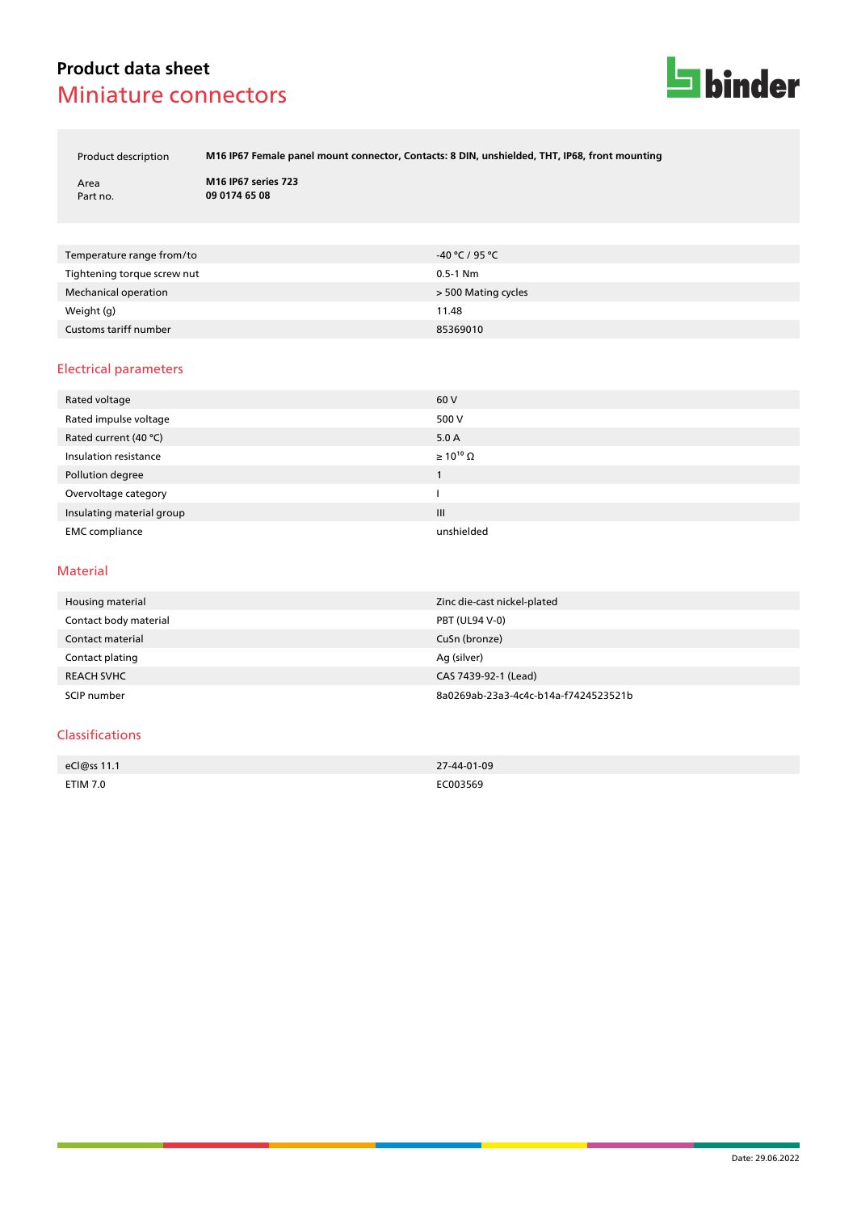# Product data sheet
## Miniature connectors

| | |
|---|---|
| Product description | **M16 IP67 Female panel mount connector, Contacts: 8 DIN, unshielded, THT, IP68, front mounting** |
| Area | **M16 IP67 series 723** |
| Part no. | **09 0174 65 08** |

| | |
|---|---|
| Temperature range from/to | -40 °C / 95 °C |
| Tightening torque screw nut | 0.5-1 Nm |
| Mechanical operation | > 500 Mating cycles |
| Weight (g) | 11.48 |
| Customs tariff number | 85369010 |

## Electrical parameters

| | |
|---|---|
| Rated voltage | 60 V |
| Rated impulse voltage | 500 V |
| Rated current (40 °C) | 5.0 A |
| Insulation resistance | ≥ $10^{10}$ Ω |
| Pollution degree | 1 |
| Overvoltage category | I |
| Insulating material group | III |
| EMC compliance | unshielded |

## Material

| | |
|---|---|
| Housing material | Zinc die-cast nickel-plated |
| Contact body material | PBT (UL94 V-0) |
| Contact material | CuSn (bronze) |
| Contact plating | Ag (silver) |
| REACH SVHC | CAS 7439-92-1 (Lead) |
| SCIP number | 8a0269ab-23a3-4c4c-b14a-f7424523521b |

## Classifications

| | |
|---|---|
| eCl@ss 11.1 | 27-44-01-09 |
| ETIM 7.0 | EC003569 |

Date: 29.06.2022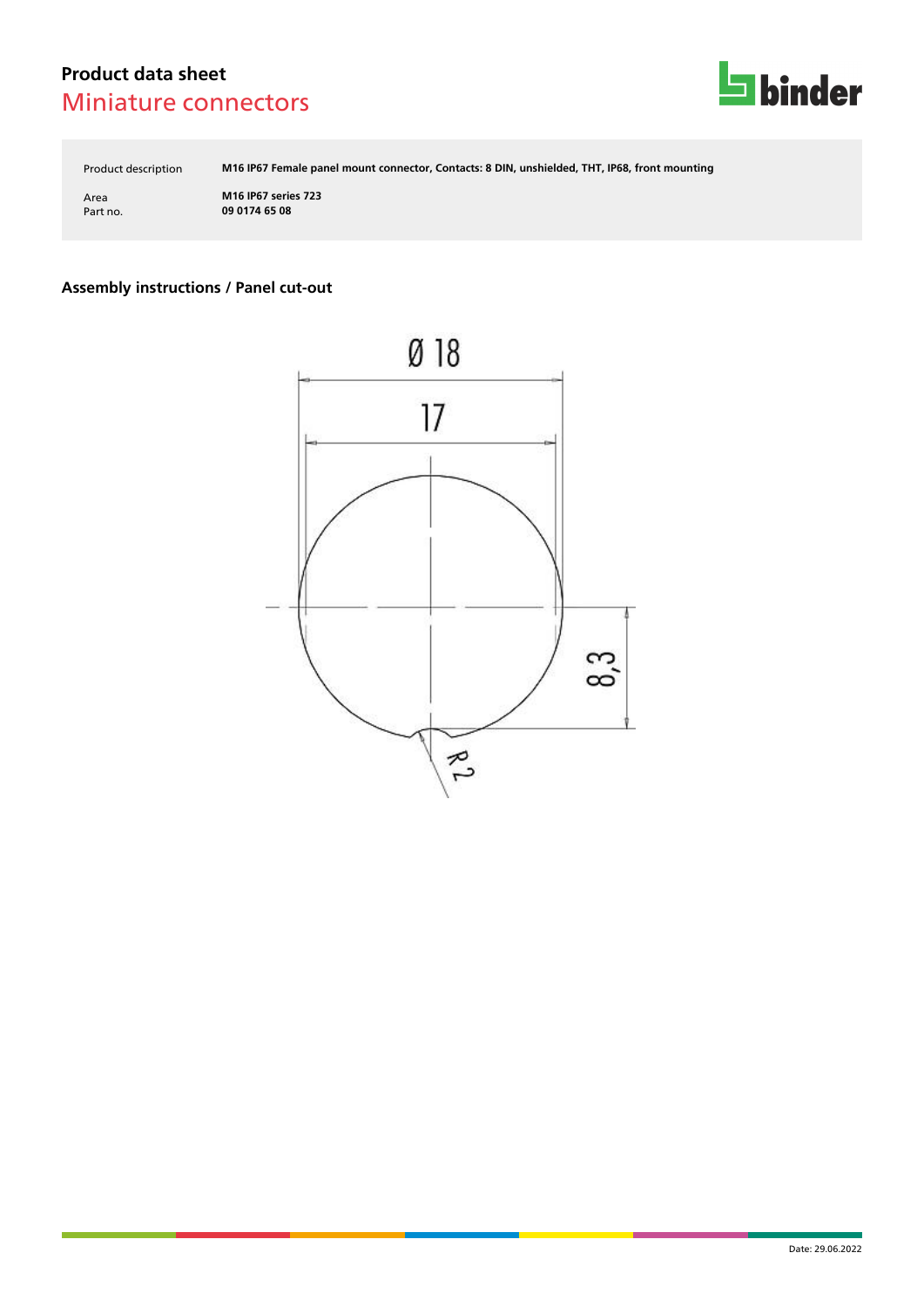## Product data sheet
### Miniature connectors

| | |
|---|---|
| Product description | **M16 IP67 Female panel mount connector, Contacts: 8 DIN, unshielded, THT, IP68, front mounting** |
| Area | **M16 IP67 series 723** |
| Part no. | **09 0174 65 08** |

### Assembly instructions / Panel cut-out

Ø 18

17

8,3

R 2

Date: 29.06.2022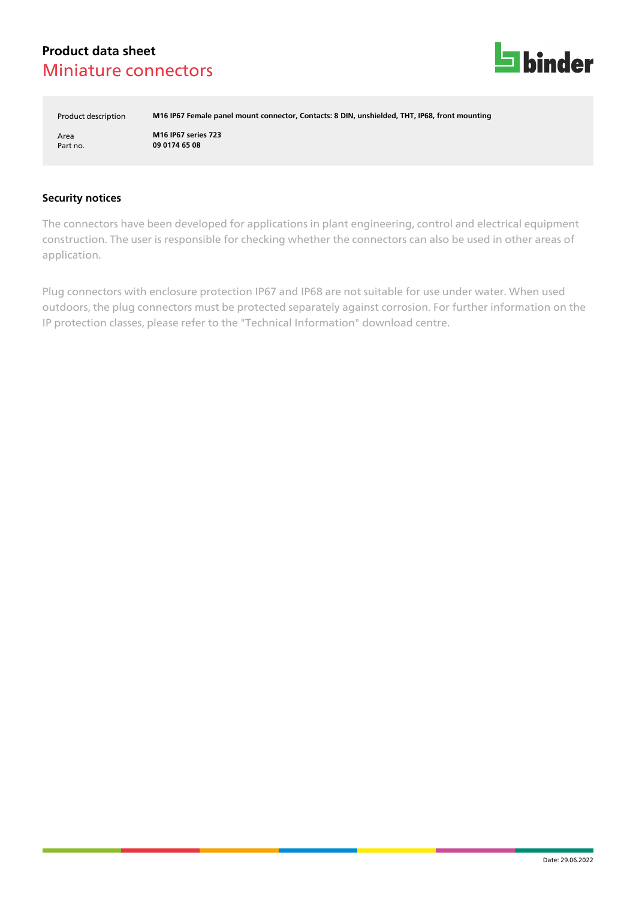## Product data sheet
# Miniature connectors

| | |
|---|---|
| Product description | **M16 IP67 Female panel mount connector, Contacts: 8 DIN, unshielded, THT, IP68, front mounting** |
| Area | **M16 IP67 series 723** |
| Part no. | **09 0174 65 08** |

### Security notices

The connectors have been developed for applications in plant engineering, control and electrical equipment construction. The user is responsible for checking whether the connectors can also be used in other areas of application.

Plug connectors with enclosure protection IP67 and IP68 are not suitable for use under water. When used outdoors, the plug connectors must be protected separately against corrosion. For further information on the IP protection classes, please refer to the "Technical Information" download centre.